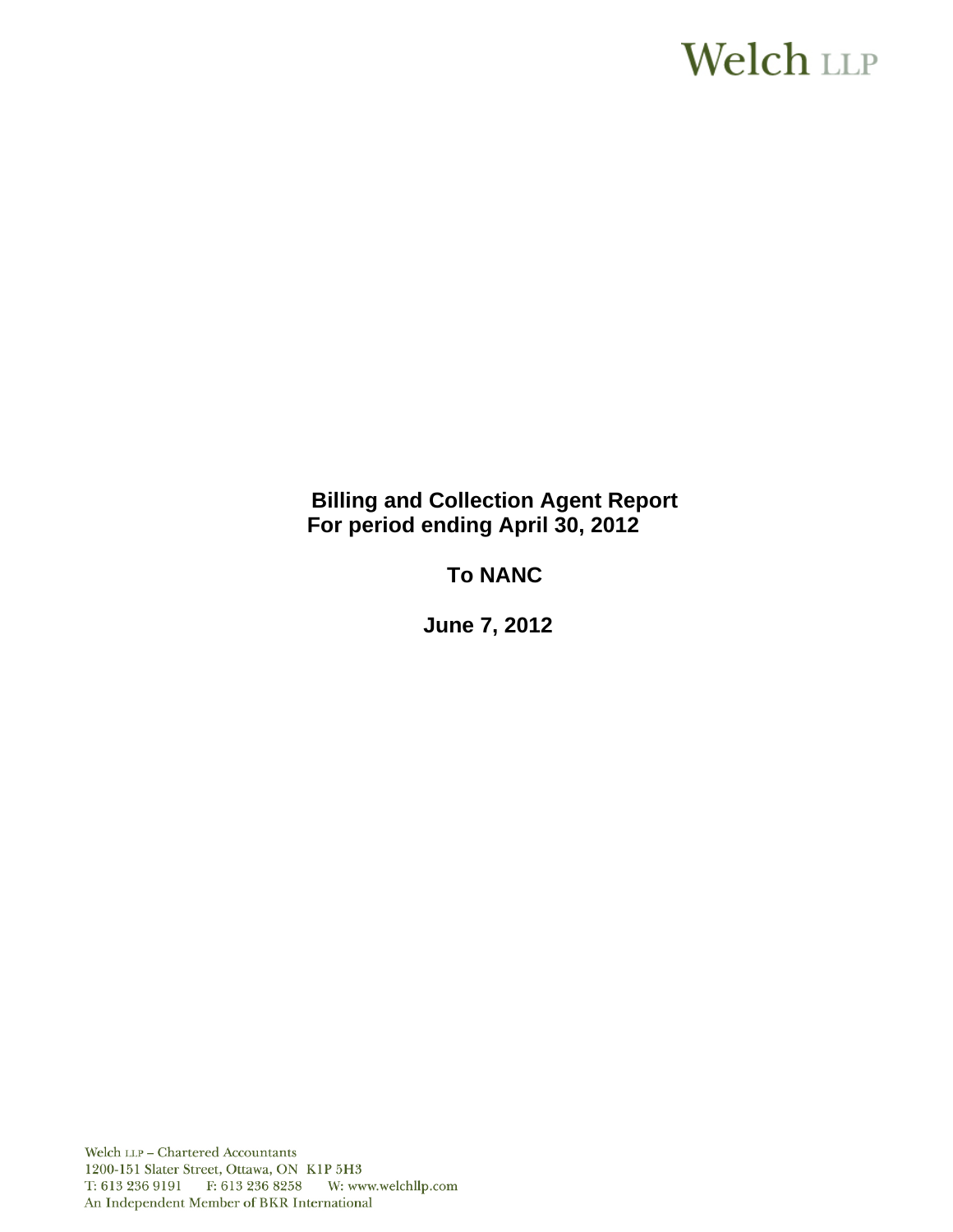Welch LLP

# Billing and Collection Agent Report
## For period ending April 30, 2012

## To NANC

## June 7, 2012

Welch LLP – Chartered Accountants
1200-151 Slater Street, Ottawa, ON K1P 5H3
T: 613 236 9191 F: 613 236 8258 W: www.welchllp.com
An Independent Member of BKR International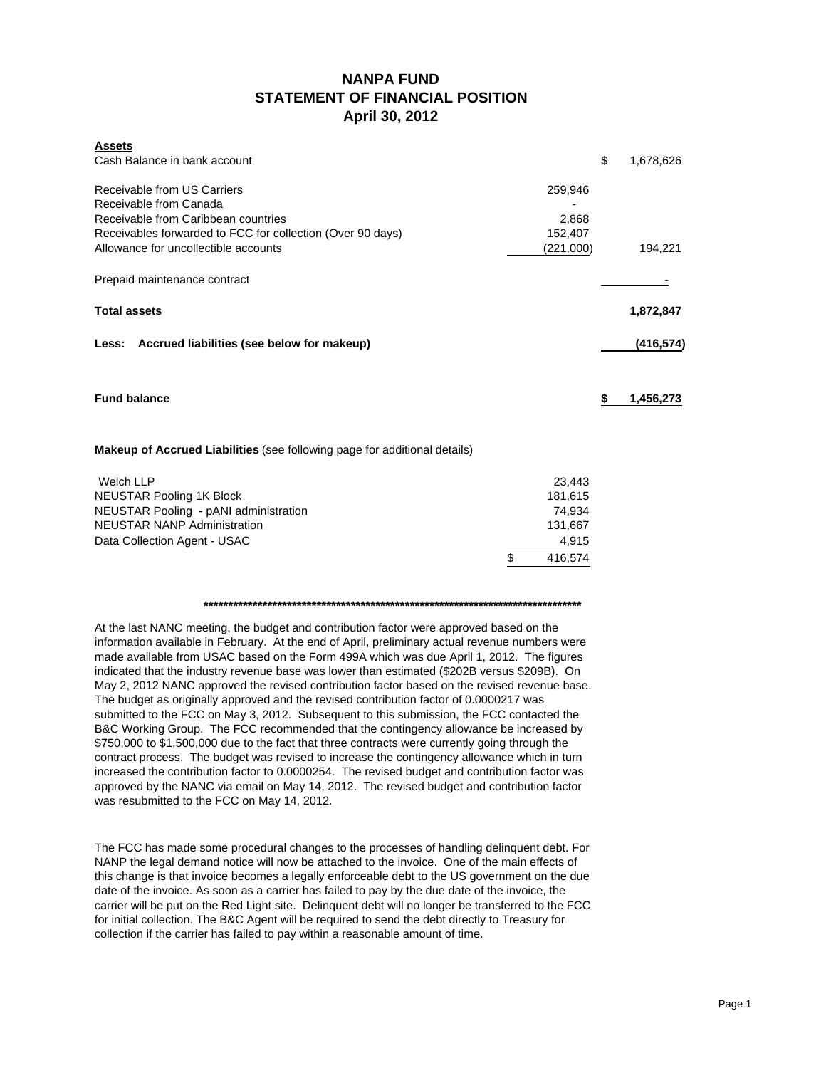# NANPA FUND
## STATEMENT OF FINANCIAL POSITION
### April 30, 2012

| **Assets** | | |
|---|---|---|
| Cash Balance in bank account | | $ 1,678,626 |
| Receivable from US Carriers | 259,946 | |
| Receivable from Canada | - | |
| Receivable from Caribbean countries | 2,868 | |
| Receivables forwarded to FCC for collection (Over 90 days) | 152,407 | |
| Allowance for uncollectible accounts | (221,000) | 194,221 |
| Prepaid maintenance contract | | - |
| **Total assets** | | **1,872,847** |
| **Less: Accrued liabilities (see below for makeup)** | | **(416,574)** |
| **Fund balance** | | **$ 1,456,273** |

**Makeup of Accrued Liabilities** (see following page for additional details)

| | |
|---|---|
| Welch LLP | 23,443 |
| NEUSTAR Pooling 1K Block | 181,615 |
| NEUSTAR Pooling - pANI administration | 74,934 |
| NEUSTAR NANP Administration | 131,667 |
| Data Collection Agent - USAC | 4,915 |
| | $ 416,574 |

*******************************************************************************

At the last NANC meeting, the budget and contribution factor were approved based on the information available in February. At the end of April, preliminary actual revenue numbers were made available from USAC based on the Form 499A which was due April 1, 2012. The figures indicated that the industry revenue base was lower than estimated ($202B versus $209B). On May 2, 2012 NANC approved the revised contribution factor based on the revised revenue base. The budget as originally approved and the revised contribution factor of 0.0000217 was submitted to the FCC on May 3, 2012. Subsequent to this submission, the FCC contacted the B&C Working Group. The FCC recommended that the contingency allowance be increased by $750,000 to $1,500,000 due to the fact that three contracts were currently going through the contract process. The budget was revised to increase the contingency allowance which in turn increased the contribution factor to 0.0000254. The revised budget and contribution factor was approved by the NANC via email on May 14, 2012. The revised budget and contribution factor was resubmitted to the FCC on May 14, 2012.

The FCC has made some procedural changes to the processes of handling delinquent debt. For NANP the legal demand notice will now be attached to the invoice. One of the main effects of this change is that invoice becomes a legally enforceable debt to the US government on the due date of the invoice. As soon as a carrier has failed to pay by the due date of the invoice, the carrier will be put on the Red Light site. Delinquent debt will no longer be transferred to the FCC for initial collection. The B&C Agent will be required to send the debt directly to Treasury for collection if the carrier has failed to pay within a reasonable amount of time.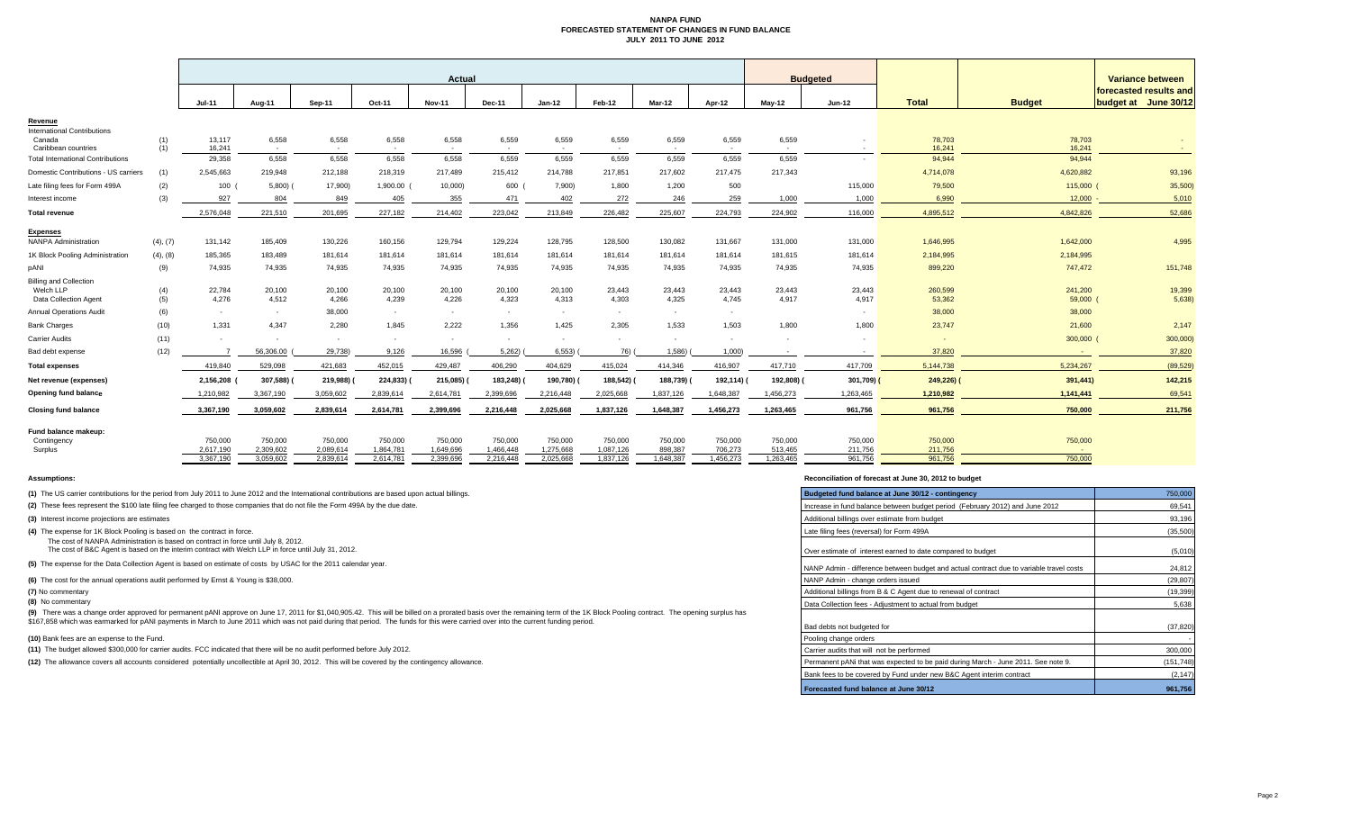# NANPA FUND
## FORECASTED STATEMENT OF CHANGES IN FUND BALANCE
### JULY 2011 TO JUNE 2012

| | | Actual | | | | | | | | | | Budgeted | | | | Variance between forecasted results and budget at June 30/12 |
|---|---|---|---|---|---|---|---|---|---|---|---|---|---|---|---|---|
| | | Jul-11 | Aug-11 | Sep-11 | Oct-11 | Nov-11 | Dec-11 | Jan-12 | Feb-12 | Mar-12 | Apr-12 | May-12 | Jun-12 | Total | Budget | |
| **Revenue** | | | | | | | | | | | | | | | | |
| International Contributions | | | | | | | | | | | | | | | | |
| Canada | (1) | 13,117 | 6,558 | 6,558 | 6,558 | 6,558 | 6,559 | 6,559 | 6,559 | 6,559 | 6,559 | 6,559 | - | 78,703 | 78,703 | - |
| Caribbean countries | (1) | 16,241 | - | - | - | - | - | - | - | - | - | - | - | 16,241 | 16,241 | - |
| Total International Contributions | | 29,358 | 6,558 | 6,558 | 6,558 | 6,558 | 6,559 | 6,559 | 6,559 | 6,559 | 6,559 | 6,559 | - | 94,944 | 94,944 | |
| Domestic Contributions - US carriers | (1) | 2,545,663 | 219,948 | 212,188 | 218,319 | 217,489 | 215,412 | 214,788 | 217,851 | 217,602 | 217,475 | 217,343 | | 4,714,078 | 4,620,882 | 93,196 |
| Late filing fees for Form 499A | (2) | 100 | (5,800) | (17,900) | 1,900.00 | (10,000) | 600 | (7,900) | 1,800 | 1,200 | 500 | | 115,000 | 79,500 | 115,000 | (35,500) |
| Interest income | (3) | 927 | 804 | 849 | 405 | 355 | 471 | 402 | 272 | 246 | 259 | 1,000 | 1,000 | 6,990 | 12,000 | - 5,010 |
| **Total revenue** | | 2,576,048 | 221,510 | 201,695 | 227,182 | 214,402 | 223,042 | 213,849 | 226,482 | 225,607 | 224,793 | 224,902 | 116,000 | 4,895,512 | 4,842,826 | 52,686 |
| **Expenses** | | | | | | | | | | | | | | | | |
| NANPA Administration | (4), (7) | 131,142 | 185,409 | 130,226 | 160,156 | 129,794 | 129,224 | 128,795 | 128,500 | 130,082 | 131,667 | 131,000 | 131,000 | 1,646,995 | 1,642,000 | 4,995 |
| 1K Block Pooling Administration | (4), (8) | 185,365 | 183,489 | 181,614 | 181,614 | 181,614 | 181,614 | 181,614 | 181,614 | 181,614 | 181,614 | 181,615 | 181,614 | 2,184,995 | 2,184,995 | |
| pANI | (9) | 74,935 | 74,935 | 74,935 | 74,935 | 74,935 | 74,935 | 74,935 | 74,935 | 74,935 | 74,935 | 74,935 | 74,935 | 899,220 | 747,472 | 151,748 |
| Billing and Collection | | | | | | | | | | | | | | | | |
| Welch LLP | (4) | 22,784 | 20,100 | 20,100 | 20,100 | 20,100 | 20,100 | 20,100 | 23,443 | 23,443 | 23,443 | 23,443 | 23,443 | 260,599 | 241,200 | 19,399 |
| Data Collection Agent | (5) | 4,276 | 4,512 | 4,266 | 4,239 | 4,226 | 4,323 | 4,313 | 4,303 | 4,325 | 4,745 | 4,917 | 4,917 | 53,362 | 59,000 | (5,638) |
| Annual Operations Audit | (6) | - | - | 38,000 | - | - | - | - | - | - | - | - | - | 38,000 | 38,000 | |
| Bank Charges | (10) | 1,331 | 4,347 | 2,280 | 1,845 | 2,222 | 1,356 | 1,425 | 2,305 | 1,533 | 1,503 | 1,800 | 1,800 | 23,747 | 21,600 | 2,147 |
| Carrier Audits | (11) | - | - | - | - | - | - | - | - | - | - | - | - | - | 300,000 | (300,000) |
| Bad debt expense | (12) | 7 | 56,306.00 | (29,738) | 9,126 | 16,596 | (5,262) | (6,553) | (76) | (1,586) | (1,000) | - | - | 37,820 | - | 37,820 |
| **Total expenses** | | 419,840 | 529,098 | 421,683 | 452,015 | 429,487 | 406,290 | 404,629 | 415,024 | 414,346 | 416,907 | 417,710 | 417,709 | 5,144,738 | 5,234,267 | (89,529) |
| **Net revenue (expenses)** | | 2,156,208 | (307,588) | (219,988) | (224,833) | (215,085) | (183,248) | (190,780) | (188,542) | (188,739) | (192,114) | (192,808) | (301,709) | (249,226) | (391,441) | 142,215 |
| **Opening fund balance** | | 1,210,982 | 3,367,190 | 3,059,602 | 2,839,614 | 2,614,781 | 2,399,696 | 2,216,448 | 2,025,668 | 1,837,126 | 1,648,387 | 1,456,273 | 1,263,465 | 1,210,982 | 1,141,441 | 69,541 |
| **Closing fund balance** | | 3,367,190 | 3,059,602 | 2,839,614 | 2,614,781 | 2,399,696 | 2,216,448 | 2,025,668 | 1,837,126 | 1,648,387 | 1,456,273 | 1,263,465 | 961,756 | 961,756 | 750,000 | 211,756 |
| **Fund balance makeup:** | | | | | | | | | | | | | | | | |
| Contingency | | 750,000 | 750,000 | 750,000 | 750,000 | 750,000 | 750,000 | 750,000 | 750,000 | 750,000 | 750,000 | 750,000 | 750,000 | 750,000 | 750,000 | |
| Surplus | | 2,617,190 | 2,309,602 | 2,089,614 | 1,864,781 | 1,649,696 | 1,466,448 | 1,275,668 | 1,087,126 | 898,387 | 706,273 | 513,465 | 211,756 | 211,756 | - | |
| | | 3,367,190 | 3,059,602 | 2,839,614 | 2,614,781 | 2,399,696 | 2,216,448 | 2,025,668 | 1,837,126 | 1,648,387 | 1,456,273 | 1,263,465 | 961,756 | 961,756 | 750,000 | |

**Assumptions:**

**(1)** The US carrier contributions for the period from July 2011 to June 2012 and the International contributions are based upon actual billings.

**(2)** These fees represent the $100 late filing fee charged to those companies that do not file the Form 499A by the due date.

**(3)** Interest income projections are estimates

**(4)** The expense for 1K Block Pooling is based on the contract in force.
The cost of NANPA Administration is based on contract in force until July 8, 2012.
The cost of B&C Agent is based on the interim contract with Welch LLP in force until July 31, 2012.

**(5)** The expense for the Data Collection Agent is based on estimate of costs by USAC for the 2011 calendar year.

**(6)** The cost for the annual operations audit performed by Ernst & Young is $38,000.

**(7)** No commentary

**(8)** No commentary

**(9)** There was a change order approved for permanent pANI approve on June 17, 2011 for $1,040,905.42. This will be billed on a prorated basis over the remaining term of the 1K Block Pooling contract. The opening surplus has $167,858 which was earmarked for pANI payments in March to June 2011 which was not paid during that period. The funds for this were carried over into the current funding period.

**(10)** Bank fees are an expense to the Fund.

**(11)** The budget allowed $300,000 for carrier audits. FCC indicated that there will be no audit performed before July 2012.

**(12)** The allowance covers all accounts considered potentially uncollectible at April 30, 2012. This will be covered by the contingency allowance.

**Reconciliation of forecast at June 30, 2012 to budget**

| Budgeted fund balance at June 30/12 - contingency | 750,000 |
|---|---|
| Increase in fund balance between budget period (February 2012) and June 2012 | 69,541 |
| Additional billings over estimate from budget | 93,196 |
| Late filing fees (reversal) for Form 499A | (35,500) |
| Over estimate of interest earned to date compared to budget | (5,010) |
| NANP Admin - difference between budget and actual contract due to variable travel costs | 24,812 |
| NANP Admin - change orders issued | (29,807) |
| Additional billings from B & C Agent due to renewal of contract | (19,399) |
| Data Collection fees - Adjustment to actual from budget | 5,638 |
| Bad debts not budgeted for | (37,820) |
| Pooling change orders | - |
| Carrier audits that will not be performed | 300,000 |
| Permanent pANi that was expected to be paid during March - June 2011. See note 9. | (151,748) |
| Bank fees to be covered by Fund under new B&C Agent interim contract | (2,147) |
| **Forecasted fund balance at June 30/12** | **961,756** |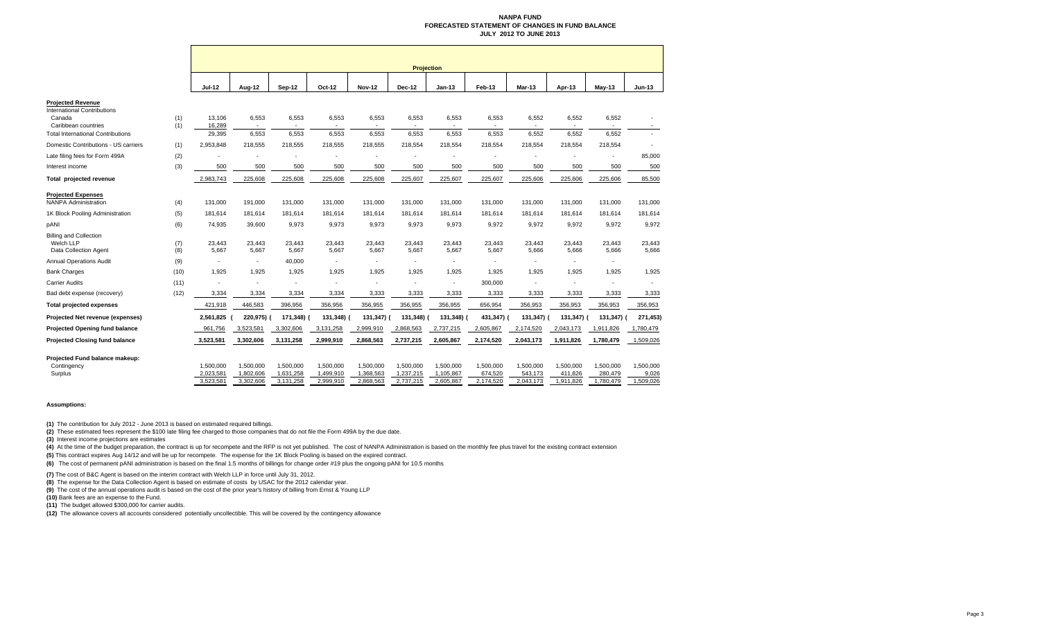# NANPA FUND
## FORECASTED STATEMENT OF CHANGES IN FUND BALANCE
### JULY 2012 TO JUNE 2013

| | | Projection | | | | | | | | | | | |
|---|---|---|---|---|---|---|---|---|---|---|---|---|---|
| | | Jul-12 | Aug-12 | Sep-12 | Oct-12 | Nov-12 | Dec-12 | Jan-13 | Feb-13 | Mar-13 | Apr-13 | May-13 | Jun-13 |
| **Projected Revenue** | | | | | | | | | | | | | |
| International Contributions | | | | | | | | | | | | | |
| Canada | (1) | 13,106 | 6,553 | 6,553 | 6,553 | 6,553 | 6,553 | 6,553 | 6,553 | 6,552 | 6,552 | 6,552 | - |
| Caribbean countries | (1) | 16,289 | - | - | - | - | - | - | - | - | - | - | - |
| Total International Contributions | | 29,395 | 6,553 | 6,553 | 6,553 | 6,553 | 6,553 | 6,553 | 6,553 | 6,552 | 6,552 | 6,552 | - |
| Domestic Contributions - US carriers | (1) | 2,953,848 | 218,555 | 218,555 | 218,555 | 218,555 | 218,554 | 218,554 | 218,554 | 218,554 | 218,554 | 218,554 | - |
| Late filing fees for Form 499A | (2) | - | - | - | - | - | - | - | - | - | - | - | 85,000 |
| Interest income | (3) | 500 | 500 | 500 | 500 | 500 | 500 | 500 | 500 | 500 | 500 | 500 | 500 |
| **Total projected revenue** | | 2,983,743 | 225,608 | 225,608 | 225,608 | 225,608 | 225,607 | 225,607 | 225,607 | 225,606 | 225,606 | 225,606 | 85,500 |
| **Projected Expenses** | | | | | | | | | | | | | |
| NANPA Administration | (4) | 131,000 | 191,000 | 131,000 | 131,000 | 131,000 | 131,000 | 131,000 | 131,000 | 131,000 | 131,000 | 131,000 | 131,000 |
| 1K Block Pooling Administration | (5) | 181,614 | 181,614 | 181,614 | 181,614 | 181,614 | 181,614 | 181,614 | 181,614 | 181,614 | 181,614 | 181,614 | 181,614 |
| pANI | (6) | 74,935 | 39,600 | 9,973 | 9,973 | 9,973 | 9,973 | 9,973 | 9,972 | 9,972 | 9,972 | 9,972 | 9,972 |
| Billing and Collection | | | | | | | | | | | | | |
| Welch LLP | (7) | 23,443 | 23,443 | 23,443 | 23,443 | 23,443 | 23,443 | 23,443 | 23,443 | 23,443 | 23,443 | 23,443 | 23,443 |
| Data Collection Agent | (8) | 5,667 | 5,667 | 5,667 | 5,667 | 5,667 | 5,667 | 5,667 | 5,667 | 5,666 | 5,666 | 5,666 | 5,666 |
| Annual Operations Audit | (9) | - | - | 40,000 | - | - | - | - | - | - | - | - | - |
| Bank Charges | (10) | 1,925 | 1,925 | 1,925 | 1,925 | 1,925 | 1,925 | 1,925 | 1,925 | 1,925 | 1,925 | 1,925 | 1,925 |
| Carrier Audits | (11) | - | - | - | - | - | - | - | 300,000 | - | - | - | - |
| Bad debt expense (recovery) | (12) | 3,334 | 3,334 | 3,334 | 3,334 | 3,333 | 3,333 | 3,333 | 3,333 | 3,333 | 3,333 | 3,333 | 3,333 |
| **Total projected expenses** | | 421,918 | 446,583 | 396,956 | 356,956 | 356,955 | 356,955 | 356,955 | 656,954 | 356,953 | 356,953 | 356,953 | 356,953 |
| **Projected Net revenue (expenses)** | | 2,561,825 | (220,975) | (171,348) | (131,348) | (131,347) | (131,348) | (131,348) | (431,347) | (131,347) | (131,347) | (131,347) | (271,453) |
| **Projected Opening fund balance** | | 961,756 | 3,523,581 | 3,302,606 | 3,131,258 | 2,999,910 | 2,868,563 | 2,737,215 | 2,605,867 | 2,174,520 | 2,043,173 | 1,911,826 | 1,780,479 |
| **Projected Closing fund balance** | | 3,523,581 | 3,302,606 | 3,131,258 | 2,999,910 | 2,868,563 | 2,737,215 | 2,605,867 | 2,174,520 | 2,043,173 | 1,911,826 | 1,780,479 | 1,509,026 |
| **Projected Fund balance makeup:** | | | | | | | | | | | | | |
| Contingency | | 1,500,000 | 1,500,000 | 1,500,000 | 1,500,000 | 1,500,000 | 1,500,000 | 1,500,000 | 1,500,000 | 1,500,000 | 1,500,000 | 1,500,000 | 1,500,000 |
| Surplus | | 2,023,581 | 1,802,606 | 1,631,258 | 1,499,910 | 1,368,563 | 1,237,215 | 1,105,867 | 674,520 | 543,173 | 411,826 | 280,479 | 9,026 |
| | | 3,523,581 | 3,302,606 | 3,131,258 | 2,999,910 | 2,868,563 | 2,737,215 | 2,605,867 | 2,174,520 | 2,043,173 | 1,911,826 | 1,780,479 | 1,509,026 |

**Assumptions:**

**(1)** The contribution for July 2012 - June 2013 is based on estimated required billings.

**(2)** These estimated fees represent the $100 late filing fee charged to those companies that do not file the Form 499A by the due date.

**(3)** Interest income projections are estimates

**(4)** At the time of the budget preparation, the contract is up for recompete and the RFP is not yet published. The cost of NANPA Administration is based on the monthly fee plus travel for the existing contract extension

**(5)** This contract expires Aug 14/12 and will be up for recompete. The expense for the 1K Block Pooling is based on the expired contract.

**(6)** The cost of permanent pANI administration is based on the final 1.5 months of billings for change order #19 plus the ongoing pANI for 10.5 months

**(7)** The cost of B&C Agent is based on the interim contract with Welch LLP in force until July 31, 2012.

**(8)** The expense for the Data Collection Agent is based on estimate of costs by USAC for the 2012 calendar year.

**(9)** The cost of the annual operations audit is based on the cost of the prior year's history of billing from Ernst & Young LLP

**(10)** Bank fees are an expense to the Fund.

**(11)** The budget allowed $300,000 for carrier audits.

**(12)** The allowance covers all accounts considered potentially uncollectible. This will be covered by the contingency allowance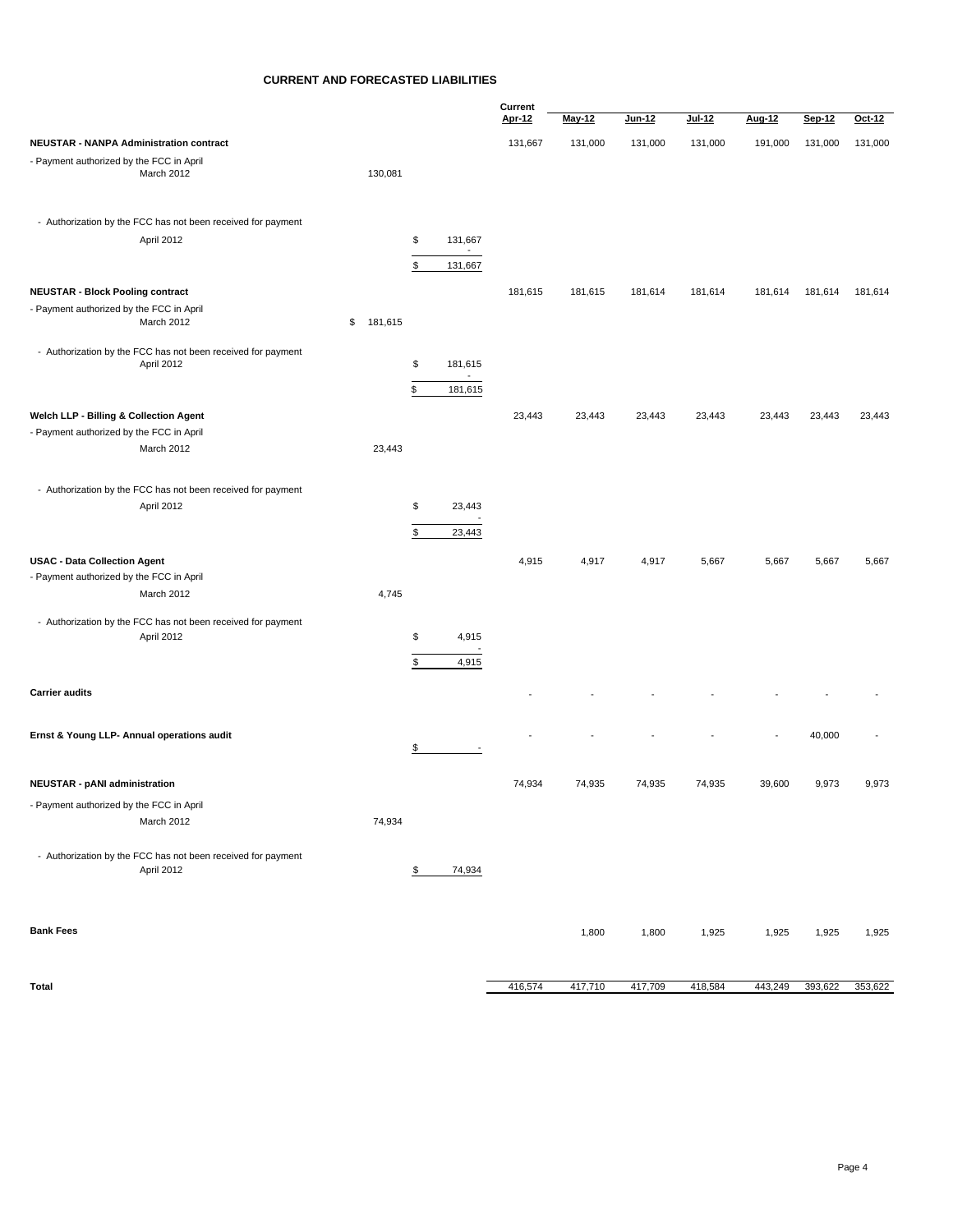# CURRENT AND FORECASTED LIABILITIES

| | | | Current Apr-12 | May-12 | Jun-12 | Jul-12 | Aug-12 | Sep-12 | Oct-12 |
|---|---|---|---|---|---|---|---|---|---|
| **NEUSTAR - NANPA Administration contract** | | | 131,667 | 131,000 | 131,000 | 131,000 | 191,000 | 131,000 | 131,000 |
| - Payment authorized by the FCC in April | | | | | | | | | |
| March 2012 | 130,081 | | | | | | | | |
| - Authorization by the FCC has not been received for payment | | | | | | | | | |
| April 2012 | | $ 131,667 | | | | | | | |
| | | - | | | | | | | |
| | | $ 131,667 | | | | | | | |
| **NEUSTAR - Block Pooling contract** | | | 181,615 | 181,615 | 181,614 | 181,614 | 181,614 | 181,614 | 181,614 |
| - Payment authorized by the FCC in April | | | | | | | | | |
| March 2012 | $ 181,615 | | | | | | | | |
| - Authorization by the FCC has not been received for payment | | | | | | | | | |
| April 2012 | | $ 181,615 | | | | | | | |
| | | - | | | | | | | |
| | | $ 181,615 | | | | | | | |
| **Welch LLP - Billing & Collection Agent** | | | 23,443 | 23,443 | 23,443 | 23,443 | 23,443 | 23,443 | 23,443 |
| - Payment authorized by the FCC in April | | | | | | | | | |
| March 2012 | 23,443 | | | | | | | | |
| - Authorization by the FCC has not been received for payment | | | | | | | | | |
| April 2012 | | $ 23,443 | | | | | | | |
| | | - | | | | | | | |
| | | $ 23,443 | | | | | | | |
| **USAC - Data Collection Agent** | | | 4,915 | 4,917 | 4,917 | 5,667 | 5,667 | 5,667 | 5,667 |
| - Payment authorized by the FCC in April | | | | | | | | | |
| March 2012 | 4,745 | | | | | | | | |
| - Authorization by the FCC has not been received for payment | | | | | | | | | |
| April 2012 | | $ 4,915 | | | | | | | |
| | | - | | | | | | | |
| | | $ 4,915 | | | | | | | |
| **Carrier audits** | | | - | - | - | - | - | - | - |
| **Ernst & Young LLP- Annual operations audit** | | $ - | - | - | - | - | - | 40,000 | - |
| **NEUSTAR - pANI administration** | | | 74,934 | 74,935 | 74,935 | 74,935 | 39,600 | 9,973 | 9,973 |
| - Payment authorized by the FCC in April | | | | | | | | | |
| March 2012 | 74,934 | | | | | | | | |
| - Authorization by the FCC has not been received for payment | | | | | | | | | |
| April 2012 | | $ 74,934 | | | | | | | |
| **Bank Fees** | | | | 1,800 | 1,800 | 1,925 | 1,925 | 1,925 | 1,925 |
| **Total** | | | 416,574 | 417,710 | 417,709 | 418,584 | 443,249 | 393,622 | 353,622 |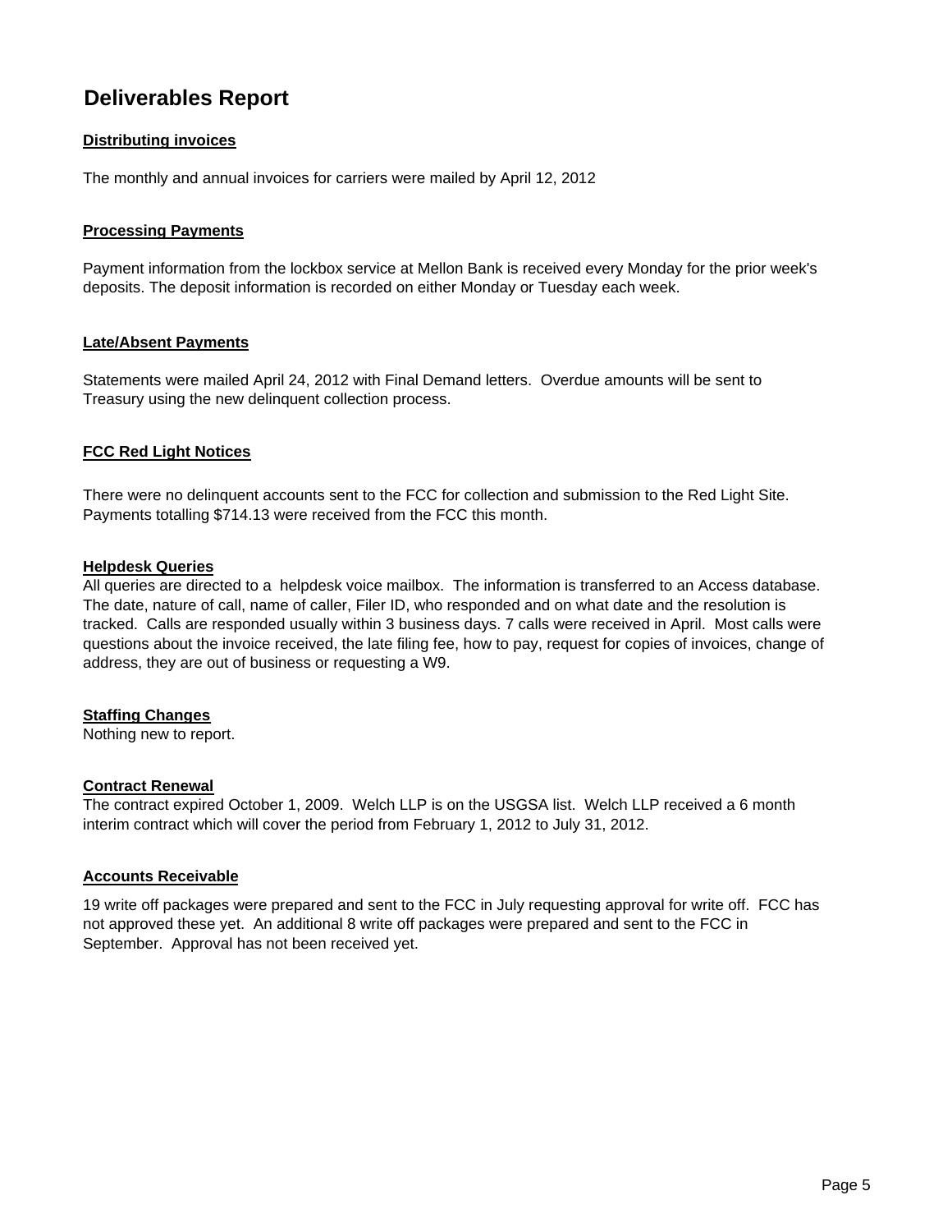# Deliverables Report

**Distributing invoices**

The monthly and annual invoices for carriers were mailed by April 12, 2012

**Processing Payments**

Payment information from the lockbox service at Mellon Bank is received every Monday for the prior week's deposits. The deposit information is recorded on either Monday or Tuesday each week.

**Late/Absent Payments**

Statements were mailed April 24, 2012 with Final Demand letters. Overdue amounts will be sent to Treasury using the new delinquent collection process.

**FCC Red Light Notices**

There were no delinquent accounts sent to the FCC for collection and submission to the Red Light Site. Payments totalling $714.13 were received from the FCC this month.

**Helpdesk Queries**

All queries are directed to a helpdesk voice mailbox. The information is transferred to an Access database. The date, nature of call, name of caller, Filer ID, who responded and on what date and the resolution is tracked. Calls are responded usually within 3 business days. 7 calls were received in April. Most calls were questions about the invoice received, the late filing fee, how to pay, request for copies of invoices, change of address, they are out of business or requesting a W9.

**Staffing Changes**

Nothing new to report.

**Contract Renewal**

The contract expired October 1, 2009. Welch LLP is on the USGSA list. Welch LLP received a 6 month interim contract which will cover the period from February 1, 2012 to July 31, 2012.

**Accounts Receivable**

19 write off packages were prepared and sent to the FCC in July requesting approval for write off. FCC has not approved these yet. An additional 8 write off packages were prepared and sent to the FCC in September. Approval has not been received yet.